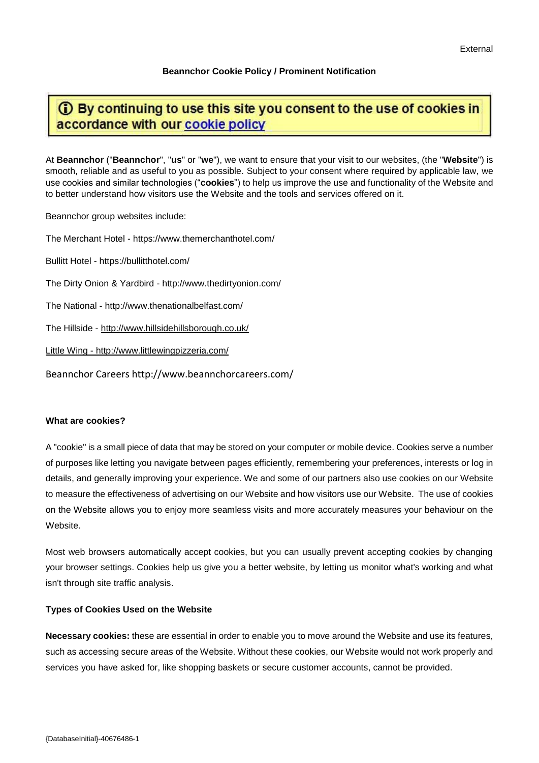External

**Beannchor Cookie Policy / Prominent Notification**

ⓘ By continuing to use this site you consent to the use of cookies in accordance with our cookie policy

At **Beannchor** ("**Beannchor**", "**us**" or "**we**"), we want to ensure that your visit to our websites, (the "**Website**") is smooth, reliable and as useful to you as possible. Subject to your consent where required by applicable law, we use cookies and similar technologies ("**cookies**") to help us improve the use and functionality of the Website and to better understand how visitors use the Website and the tools and services offered on it.

Beannchor group websites include:

The Merchant Hotel - https://www.themerchanthotel.com/

Bullitt Hotel - https://bullitthotel.com/

The Dirty Onion & Yardbird - http://www.thedirtyonion.com/

The National - http://www.thenationalbelfast.com/

The Hillside - http://www.hillsidehillsborough.co.uk/

Little Wing - http://www.littlewingpizzeria.com/

Beannchor Careers http://www.beannchorcareers.com/

**What are cookies?**

A "cookie" is a small piece of data that may be stored on your computer or mobile device. Cookies serve a number of purposes like letting you navigate between pages efficiently, remembering your preferences, interests or log in details, and generally improving your experience. We and some of our partners also use cookies on our Website to measure the effectiveness of advertising on our Website and how visitors use our Website. The use of cookies on the Website allows you to enjoy more seamless visits and more accurately measures your behaviour on the Website.

Most web browsers automatically accept cookies, but you can usually prevent accepting cookies by changing your browser settings. Cookies help us give you a better website, by letting us monitor what's working and what isn't through site traffic analysis.

**Types of Cookies Used on the Website**

**Necessary cookies:** these are essential in order to enable you to move around the Website and use its features, such as accessing secure areas of the Website. Without these cookies, our Website would not work properly and services you have asked for, like shopping baskets or secure customer accounts, cannot be provided.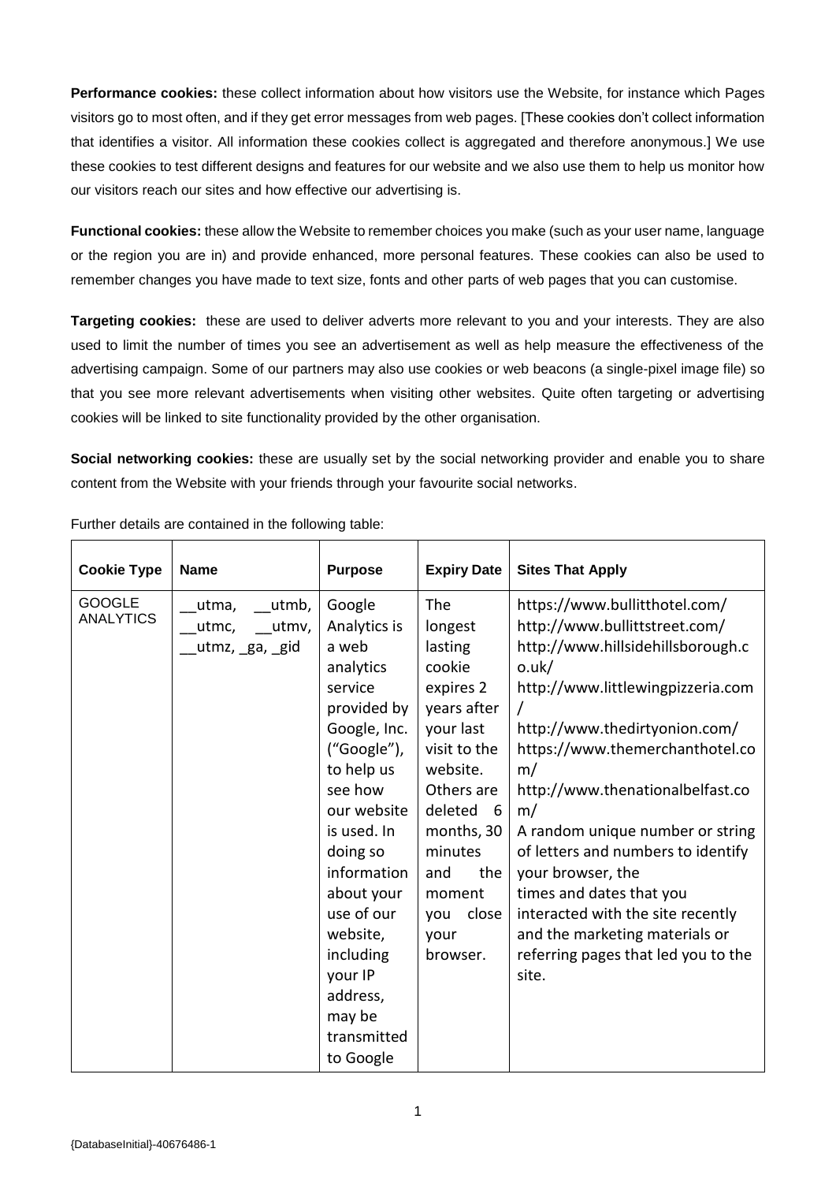**Performance cookies:** these collect information about how visitors use the Website, for instance which Pages visitors go to most often, and if they get error messages from web pages. [These cookies don't collect information that identifies a visitor. All information these cookies collect is aggregated and therefore anonymous.] We use these cookies to test different designs and features for our website and we also use them to help us monitor how our visitors reach our sites and how effective our advertising is.

**Functional cookies:** these allow the Website to remember choices you make (such as your user name, language or the region you are in) and provide enhanced, more personal features. These cookies can also be used to remember changes you have made to text size, fonts and other parts of web pages that you can customise.

**Targeting cookies:** these are used to deliver adverts more relevant to you and your interests. They are also used to limit the number of times you see an advertisement as well as help measure the effectiveness of the advertising campaign. Some of our partners may also use cookies or web beacons (a single-pixel image file) so that you see more relevant advertisements when visiting other websites. Quite often targeting or advertising cookies will be linked to site functionality provided by the other organisation.

**Social networking cookies:** these are usually set by the social networking provider and enable you to share content from the Website with your friends through your favourite social networks.

Further details are contained in the following table:

| Cookie Type | Name | Purpose | Expiry Date | Sites That Apply |
|---|---|---|---|---|
| GOOGLE ANALYTICS | __utma, __utmb, __utmc, __utmv, __utmz, _ga, _gid | Google Analytics is a web analytics service provided by Google, Inc. ("Google"), to help us see how our website is used. In doing so information about your use of our website, including your IP address, may be transmitted to Google | The longest lasting cookie expires 2 years after your last visit to the website. Others are deleted 6 months, 30 minutes and the moment you close your browser. | https://www.bullitthotel.com/ http://www.bullittstreet.com/ http://www.hillsidehillsborough.co.uk/ http://www.littlewingpizzeria.com/ http://www.thedirtyonion.com/ https://www.themerchanthotel.com/ http://www.thenationalbelfast.com/ A random unique number or string of letters and numbers to identify your browser, the times and dates that you interacted with the site recently and the marketing materials or referring pages that led you to the site. |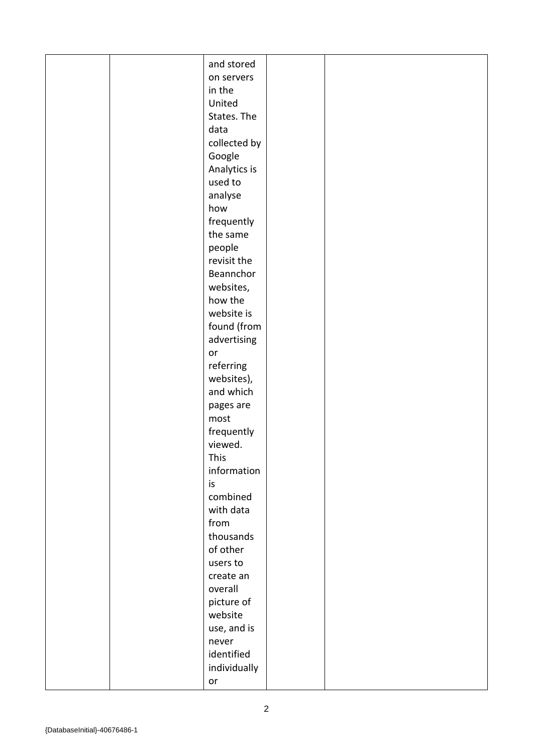|  |  | and stored on servers in the United States. The data collected by Google Analytics is used to analyse how frequently the same people revisit the Beannchor websites, how the website is found (from advertising or referring websites), and which pages are most frequently viewed. This information is combined with data from thousands of other users to create an overall picture of website use, and is never identified individually or |  |  |
|---|---|---|---|---|

{DatabaseInitial}-40676486-1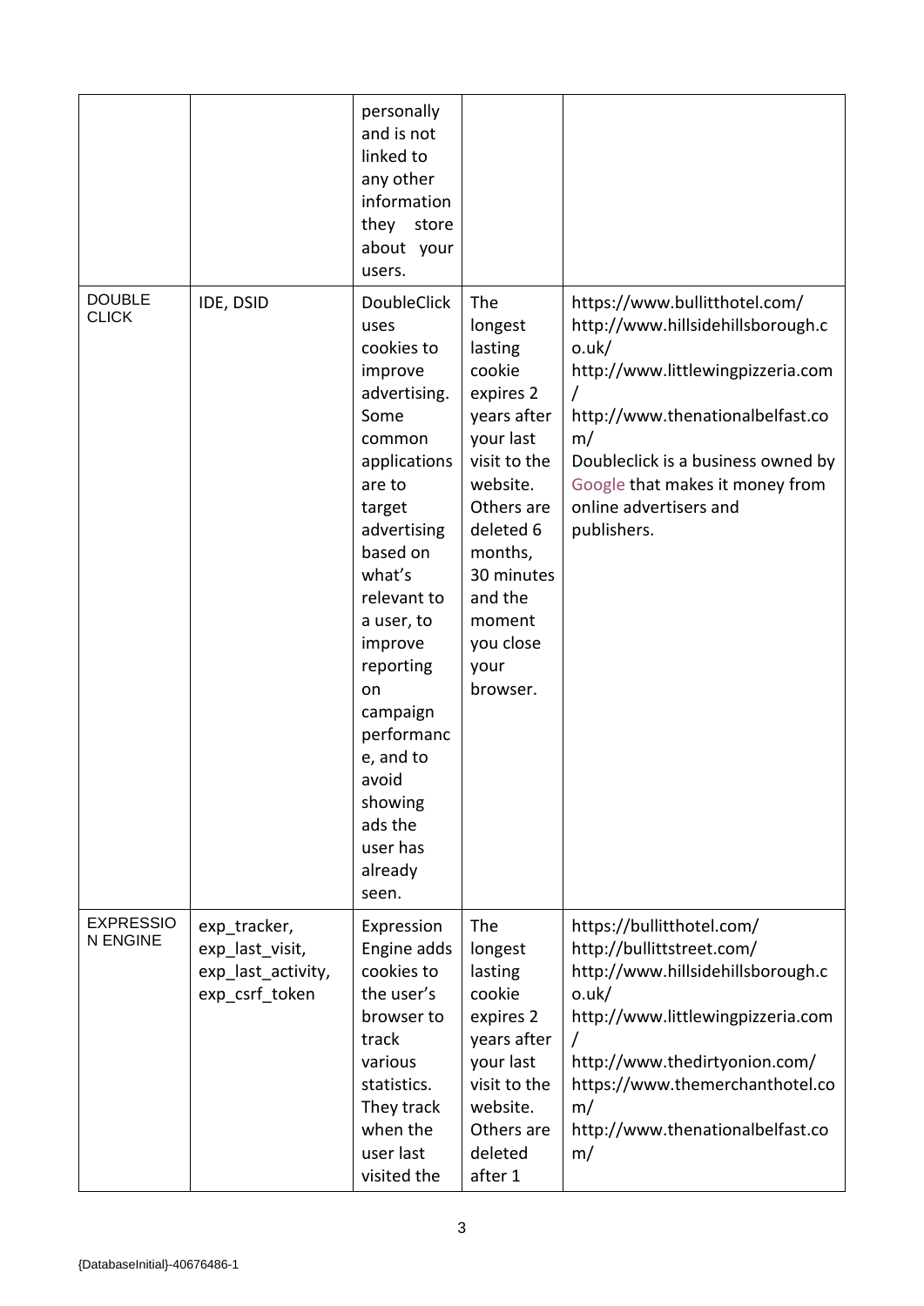| | | | | |
|---|---|---|---|---|
| | | personally and is not linked to any other information they store about your users. | | |
| DOUBLE CLICK | IDE, DSID | DoubleClick uses cookies to improve advertising. Some common applications are to target advertising based on what's relevant to a user, to improve reporting on campaign performance, and to avoid showing ads the user has already seen. | The longest lasting cookie expires 2 years after your last visit to the website. Others are deleted 6 months, 30 minutes and the moment you close your browser. | https://www.bullitthotel.com/ http://www.hillsidehillsborough.co.uk/ http://www.littlewingpizzeria.com/ http://www.thenationalbelfast.com/ Doubleclick is a business owned by Google that makes it money from online advertisers and publishers. |
| EXPRESSION ENGINE | exp_tracker, exp_last_visit, exp_last_activity, exp_csrf_token | Expression Engine adds cookies to the user's browser to track various statistics. They track when the user last visited the | The longest lasting cookie expires 2 years after your last visit to the website. Others are deleted after 1 | https://bullitthotel.com/ http://bullittstreet.com/ http://www.hillsidehillsborough.co.uk/ http://www.littlewingpizzeria.com/ http://www.thedirtyonion.com/ https://www.themerchanthotel.com/ http://www.thenationalbelfast.com/ |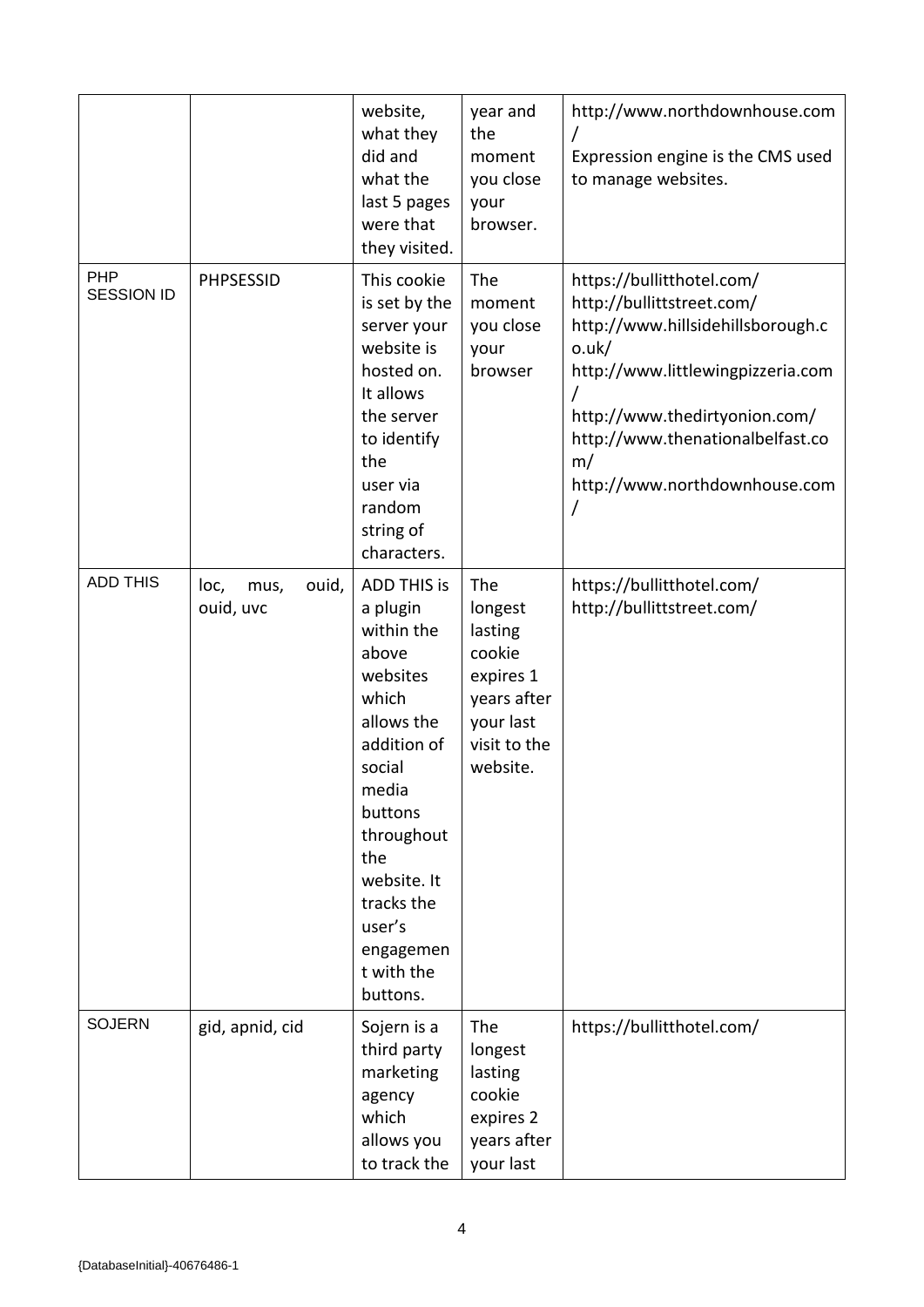| | | website, what they did and what the last 5 pages were that they visited. | year and the moment you close your browser. | http://www.northdownhouse.com/<br>Expression engine is the CMS used to manage websites. |
|---|---|---|---|---|
| PHP SESSION ID | PHPSESSID | This cookie is set by the server your website is hosted on. It allows the server to identify the user via random string of characters. | The moment you close your browser | https://bullitthotel.com/<br>http://bullittstreet.com/<br>http://www.hillsidehillsborough.co.uk/<br>http://www.littlewingpizzeria.com/<br>http://www.thedirtyonion.com/<br>http://www.thenationalbelfast.com/<br>http://www.northdownhouse.com/ |
| ADD THIS | loc, mus, ouid, ouid, uvc | ADD THIS is a plugin within the above websites which allows the addition of social media buttons throughout the website. It tracks the user's engagement with the buttons. | The longest lasting cookie expires 1 years after your last visit to the website. | https://bullitthotel.com/<br>http://bullittstreet.com/ |
| SOJERN | gid, apnid, cid | Sojern is a third party marketing agency which allows you to track the | The longest lasting cookie expires 2 years after your last | https://bullitthotel.com/ |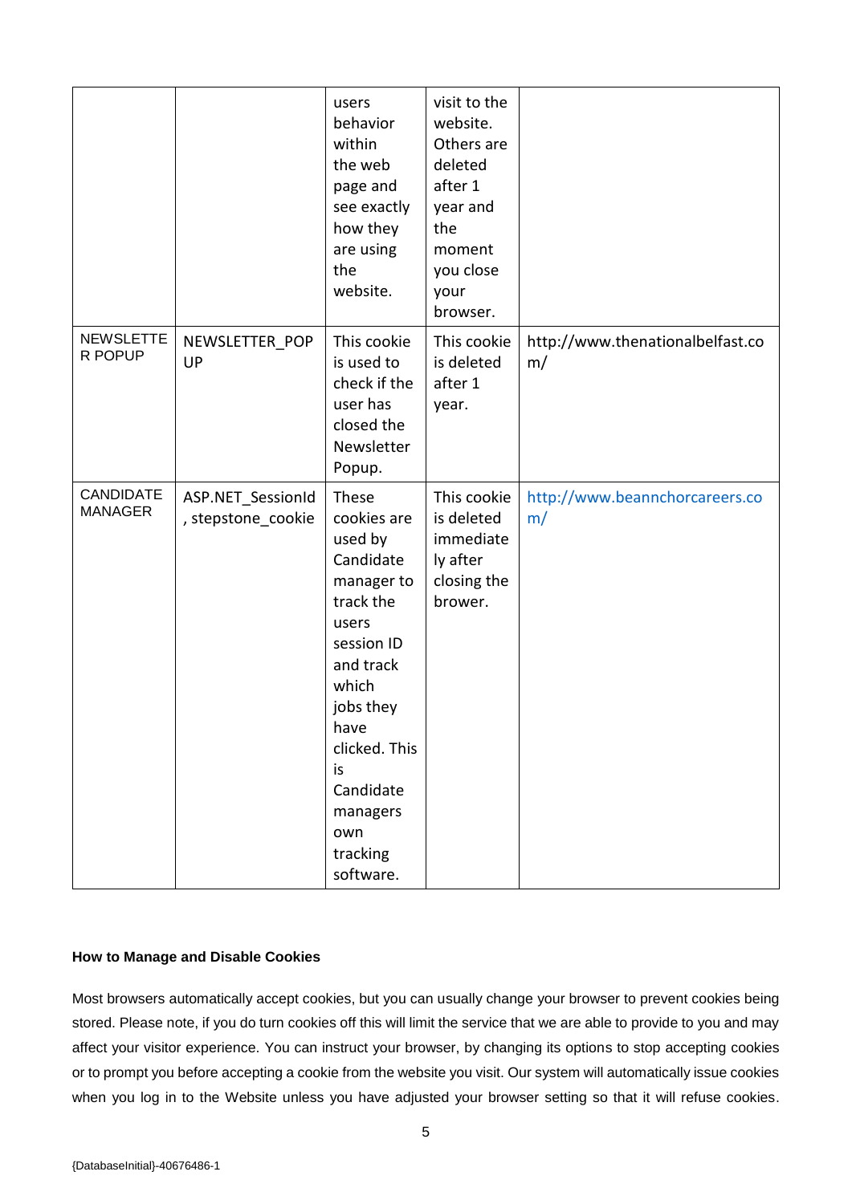| | | users behavior within the web page and see exactly how they are using the website. | visit to the website. Others are deleted after 1 year and the moment you close your browser. | |
|---|---|---|---|---|
| NEWSLETTER POPUP | NEWSLETTER_POPUP | This cookie is used to check if the user has closed the Newsletter Popup. | This cookie is deleted after 1 year. | http://www.thenationalbelfast.com/ |
| CANDIDATE MANAGER | ASP.NET_SessionId, stepstone_cookie | These cookies are used by Candidate manager to track the users session ID and track which jobs they have clicked. This is Candidate managers own tracking software. | This cookie is deleted immediately after closing the brower. | http://www.beannchorcareers.com/ |

**How to Manage and Disable Cookies**

Most browsers automatically accept cookies, but you can usually change your browser to prevent cookies being stored. Please note, if you do turn cookies off this will limit the service that we are able to provide to you and may affect your visitor experience. You can instruct your browser, by changing its options to stop accepting cookies or to prompt you before accepting a cookie from the website you visit. Our system will automatically issue cookies when you log in to the Website unless you have adjusted your browser setting so that it will refuse cookies.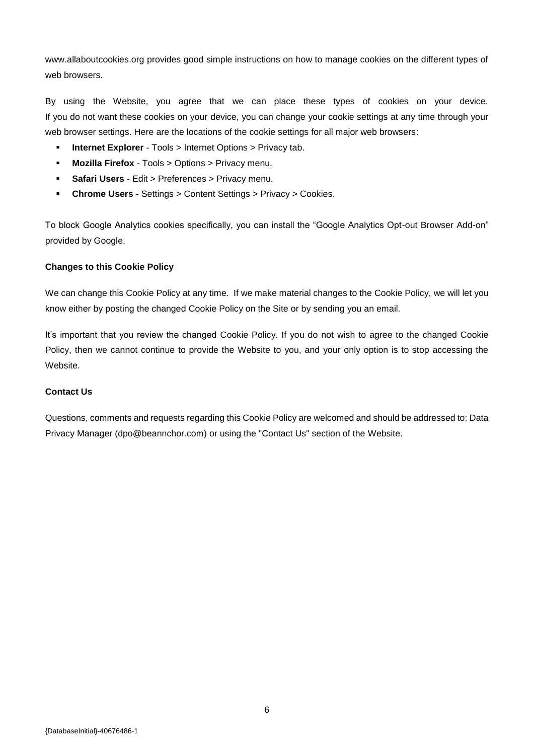www.allaboutcookies.org provides good simple instructions on how to manage cookies on the different types of web browsers.

By using the Website, you agree that we can place these types of cookies on your device. If you do not want these cookies on your device, you can change your cookie settings at any time through your web browser settings. Here are the locations of the cookie settings for all major web browsers:

- **Internet Explorer** - Tools > Internet Options > Privacy tab.
- **Mozilla Firefox** - Tools > Options > Privacy menu.
- **Safari Users** - Edit > Preferences > Privacy menu.
- **Chrome Users** - Settings > Content Settings > Privacy > Cookies.

To block Google Analytics cookies specifically, you can install the "Google Analytics Opt-out Browser Add-on" provided by Google.

**Changes to this Cookie Policy**

We can change this Cookie Policy at any time. If we make material changes to the Cookie Policy, we will let you know either by posting the changed Cookie Policy on the Site or by sending you an email.

It's important that you review the changed Cookie Policy. If you do not wish to agree to the changed Cookie Policy, then we cannot continue to provide the Website to you, and your only option is to stop accessing the Website.

**Contact Us**

Questions, comments and requests regarding this Cookie Policy are welcomed and should be addressed to: Data Privacy Manager (dpo@beannchor.com) or using the "Contact Us" section of the Website.